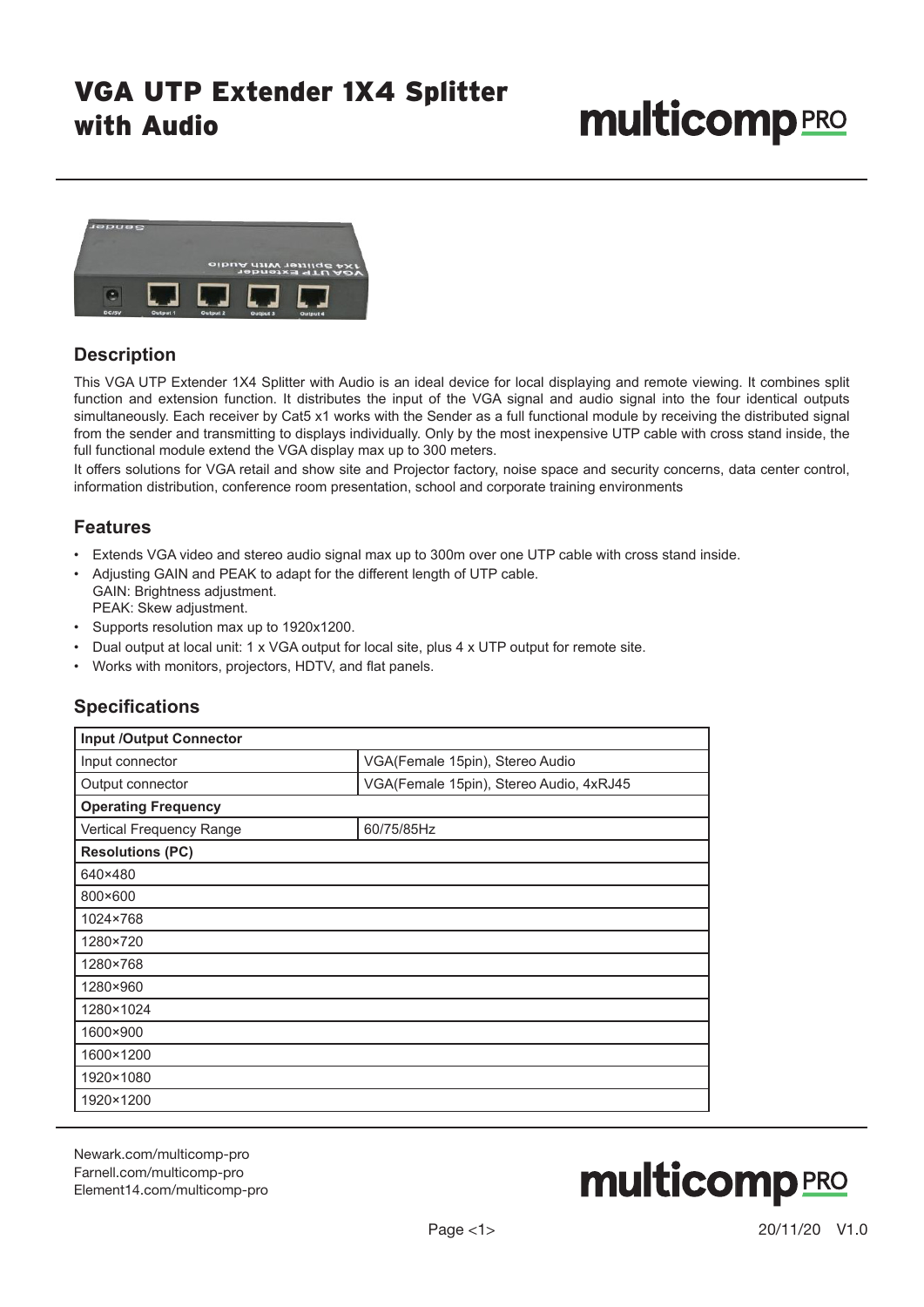# VGA UTP Extender 1X4 Splitter with Audio

## Description

This VGA UTP Extender 1X4 Splitter with Audio is an ideal device for local displaying and remote viewing. It combines split function and extension function. It distributes the input of the VGA signal and audio signal into the four identical outputs simultaneously. Each receiver by Cat5 x1 works with the Sender as a full functional module by receiving the distributed signal from the sender and transmitting to displays individually. Only by the most inexpensive UTP cable with cross stand inside, the full functional module extend the VGA display max up to 300 meters.

It offers solutions for VGA retail and show site and Projector factory, noise space and security concerns, data center control, information distribution, conference room presentation, school and corporate training environments

## Features

- Extends VGA video and stereo audio signal max up to 300m over one UTP cable with cross stand inside.
- Adjusting GAIN and PEAK to adapt for the different length of UTP cable.
  GAIN: Brightness adjustment.
  PEAK: Skew adjustment.
- Supports resolution max up to 1920x1200.
- Dual output at local unit: 1 x VGA output for local site, plus 4 x UTP output for remote site.
- Works with monitors, projectors, HDTV, and flat panels.

## Specifications

| **Input /Output Connector** | |
|---|---|
| Input connector | VGA(Female 15pin), Stereo Audio |
| Output connector | VGA(Female 15pin), Stereo Audio, 4xRJ45 |
| **Operating Frequency** | |
| Vertical Frequency Range | 60/75/85Hz |
| **Resolutions (PC)** | |
| 640×480 | |
| 800×600 | |
| 1024×768 | |
| 1280×720 | |
| 1280×768 | |
| 1280×960 | |
| 1280×1024 | |
| 1600×900 | |
| 1600×1200 | |
| 1920×1080 | |
| 1920×1200 | |

Newark.com/multicomp-pro
Farnell.com/multicomp-pro
Element14.com/multicomp-pro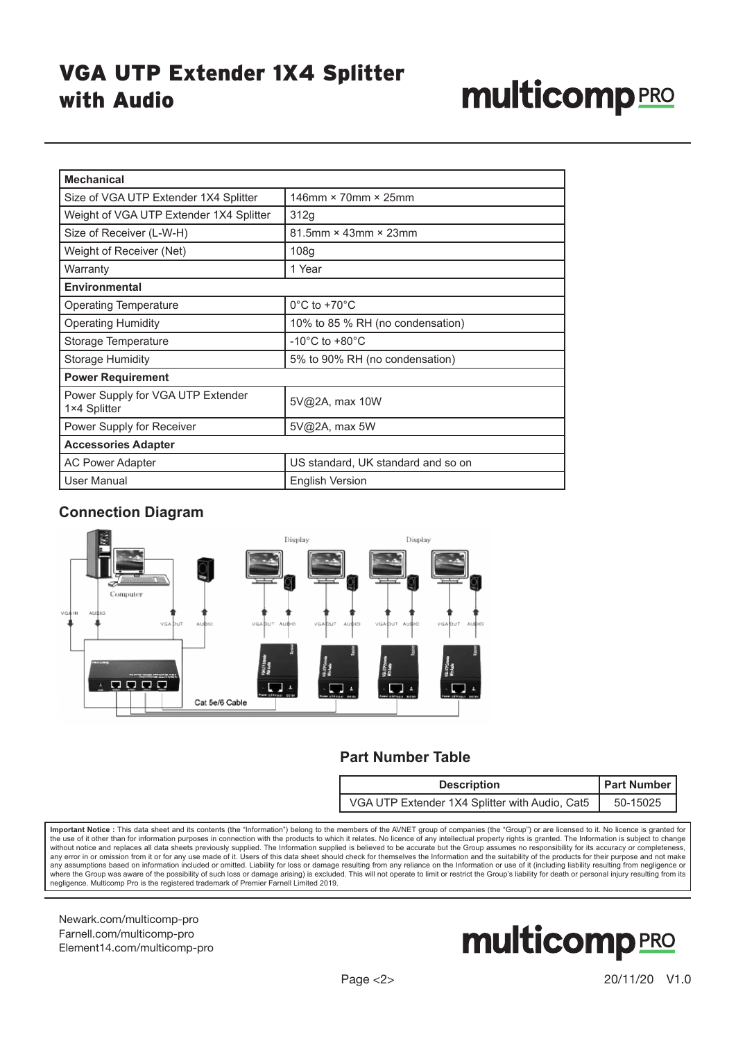| Mechanical | |
|---|---|
| Size of VGA UTP Extender 1X4 Splitter | 146mm × 70mm × 25mm |
| Weight of VGA UTP Extender 1X4 Splitter | 312g |
| Size of Receiver (L-W-H) | 81.5mm × 43mm × 23mm |
| Weight of Receiver (Net) | 108g |
| Warranty | 1 Year |
| **Environmental** | |
| Operating Temperature | 0°C to +70°C |
| Operating Humidity | 10% to 85 % RH (no condensation) |
| Storage Temperature | -10°C to +80°C |
| Storage Humidity | 5% to 90% RH (no condensation) |
| **Power Requirement** | |
| Power Supply for VGA UTP Extender 1×4 Splitter | 5V@2A, max 10W |
| Power Supply for Receiver | 5V@2A, max 5W |
| **Accessories Adapter** | |
| AC Power Adapter | US standard, UK standard and so on |
| User Manual | English Version |

## Connection Diagram

Display
Display
Computer
VGA IN
AUDIO
VGA OUT
AUDIO
VGA OUT
AUDIO
VGA OUT
AUDIO
VGA OUT
AUDIO
VGA OUT
AUDIO
Cat 5e/6 Cable

## Part Number Table

| Description | Part Number |
|---|---|
| VGA UTP Extender 1X4 Splitter with Audio, Cat5 | 50-15025 |

**Important Notice :** This data sheet and its contents (the "Information") belong to the members of the AVNET group of companies (the "Group") or are licensed to it. No licence is granted for the use of it other than for information purposes in connection with the products to which it relates. No licence of any intellectual property rights is granted. The Information is subject to change without notice and replaces all data sheets previously supplied. The Information supplied is believed to be accurate but the Group assumes no responsibility for its accuracy or completeness, any error in or omission from it or for any use made of it. Users of this data sheet should check for themselves the Information and the suitability of the products for their purpose and not make any assumptions based on information included or omitted. Liability for loss or damage resulting from any reliance on the Information or use of it (including liability resulting from negligence or where the Group was aware of the possibility of such loss or damage arising) is excluded. This will not operate to limit or restrict the Group's liability for death or personal injury resulting from its negligence. Multicomp Pro is the registered trademark of Premier Farnell Limited 2019.

Newark.com/multicomp-pro
Farnell.com/multicomp-pro
Element14.com/multicomp-pro

20/11/20 V1.0